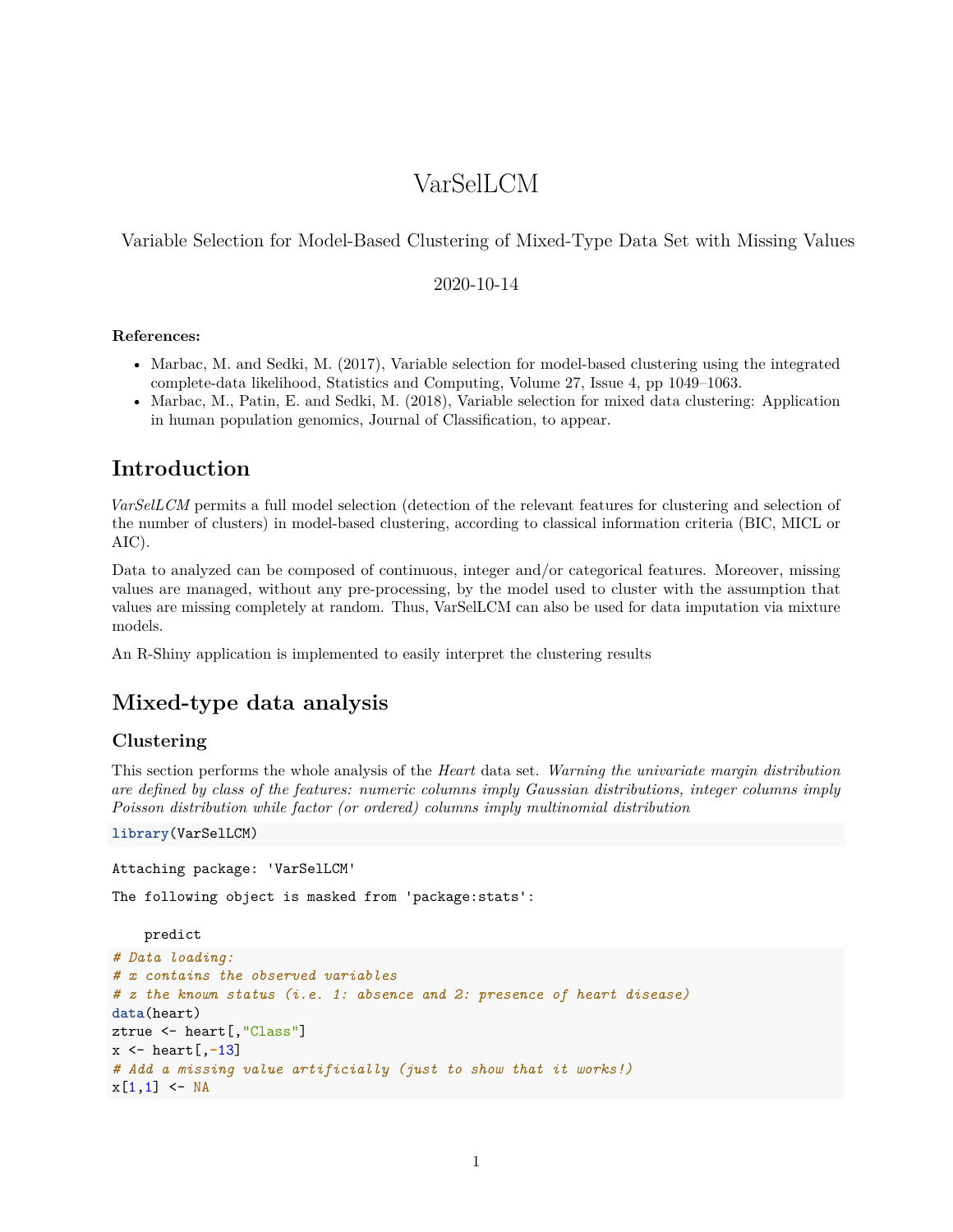# VarSelLCM

Variable Selection for Model-Based Clustering of Mixed-Type Data Set with Missing Values

2020-10-14

**References:**

- Marbac, M. and Sedki, M. (2017), Variable selection for model-based clustering using the integrated complete-data likelihood, Statistics and Computing, Volume 27, Issue 4, pp 1049–1063.
- Marbac, M., Patin, E. and Sedki, M. (2018), Variable selection for mixed data clustering: Application in human population genomics, Journal of Classification, to appear.

## Introduction

*VarSelLCM* permits a full model selection (detection of the relevant features for clustering and selection of the number of clusters) in model-based clustering, according to classical information criteria (BIC, MICL or AIC).

Data to analyzed can be composed of continuous, integer and/or categorical features. Moreover, missing values are managed, without any pre-processing, by the model used to cluster with the assumption that values are missing completely at random. Thus, VarSelLCM can also be used for data imputation via mixture models.

An R-Shiny application is implemented to easily interpret the clustering results

## Mixed-type data analysis

### Clustering

This section performs the whole analysis of the *Heart* data set. *Warning the univariate margin distribution are defined by class of the features: numeric columns imply Gaussian distributions, integer columns imply Poisson distribution while factor (or ordered) columns imply multinomial distribution*

```
library(VarSelLCM)
```

```
Attaching package: 'VarSelLCM'

The following object is masked from 'package:stats':

    predict
```

```
# Data loading:
# x contains the observed variables
# z the known status (i.e. 1: absence and 2: presence of heart disease)
data(heart)
ztrue <- heart[,"Class"]
x <- heart[,-13]
# Add a missing value artificially (just to show that it works!)
x[1,1] <- NA
```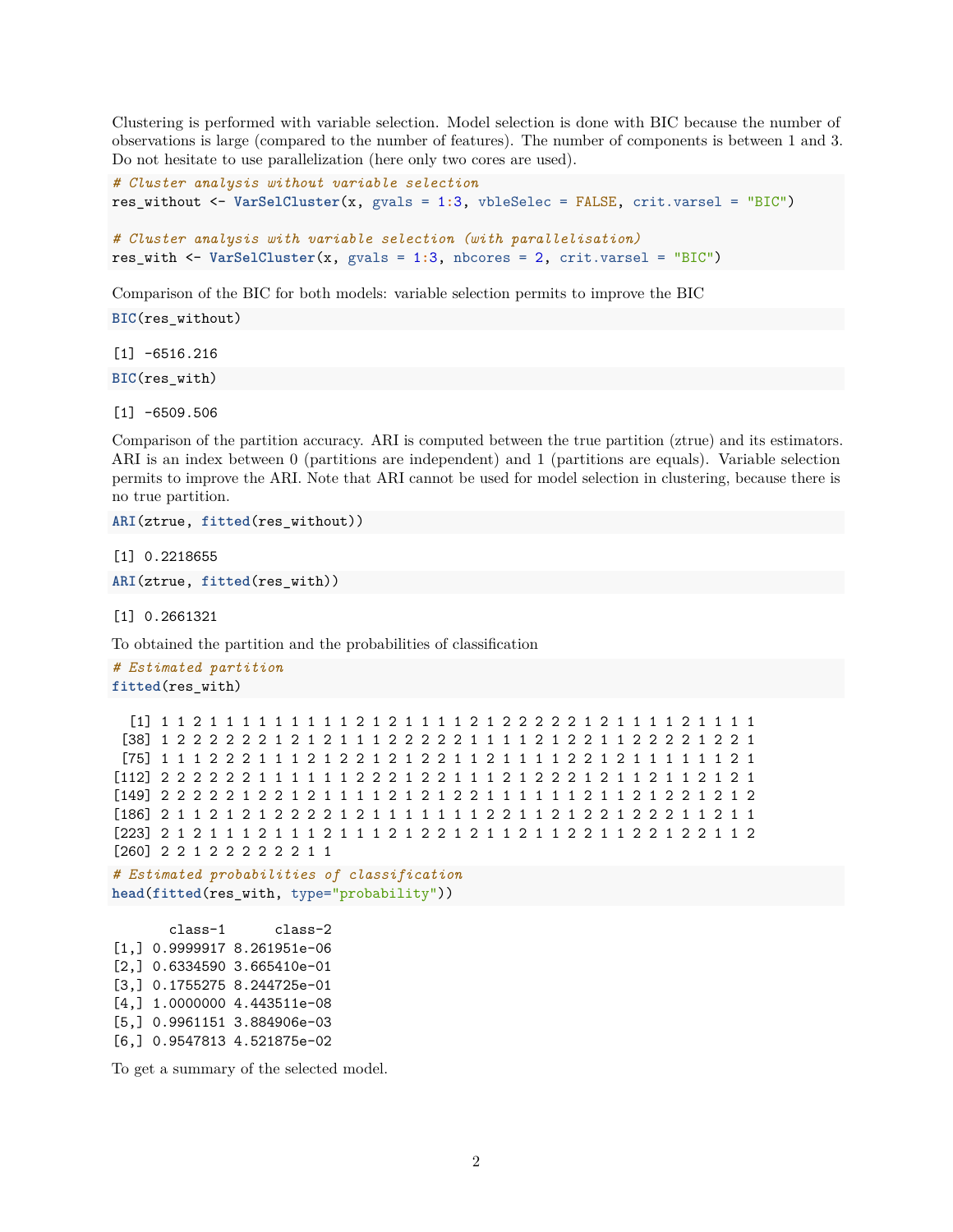Clustering is performed with variable selection. Model selection is done with BIC because the number of observations is large (compared to the number of features). The number of components is between 1 and 3. Do not hesitate to use parallelization (here only two cores are used).

```
# Cluster analysis without variable selection
res_without <- VarSelCluster(x, gvals = 1:3, vbleSelec = FALSE, crit.varsel = "BIC")

# Cluster analysis with variable selection (with parallelisation)
res_with <- VarSelCluster(x, gvals = 1:3, nbcores = 2, crit.varsel = "BIC")
```

Comparison of the BIC for both models: variable selection permits to improve the BIC

```
BIC(res_without)
```

```
[1] -6516.216
```

```
BIC(res_with)
```

```
[1] -6509.506
```

Comparison of the partition accuracy. ARI is computed between the true partition (ztrue) and its estimators. ARI is an index between 0 (partitions are independent) and 1 (partitions are equals). Variable selection permits to improve the ARI. Note that ARI cannot be used for model selection in clustering, because there is no true partition.

```
ARI(ztrue, fitted(res_without))
```

```
[1] 0.2218655
```

```
ARI(ztrue, fitted(res_with))
```

```
[1] 0.2661321
```

To obtained the partition and the probabilities of classification

```
# Estimated partition
fitted(res_with)
```

```
  [1] 1 1 2 1 1 1 1 1 1 1 1 1 2 1 2 1 1 1 1 2 1 2 2 2 2 2 1 2 1 1 1 1 2 1 1 1 1
 [38] 1 2 2 2 2 2 2 1 2 1 2 1 1 1 2 2 2 2 2 1 1 1 1 2 1 2 2 1 1 2 2 2 2 1 2 2 1
 [75] 1 1 1 2 2 2 1 1 1 2 1 2 2 1 2 1 2 2 1 1 2 1 1 1 1 2 2 1 2 1 1 1 1 1 1 2 1
[112] 2 2 2 2 2 2 1 1 1 1 1 1 2 2 2 1 2 2 1 1 1 2 1 2 2 2 1 2 1 1 2 1 1 2 1 2 1
[149] 2 2 2 2 2 1 2 2 1 2 1 1 1 1 2 1 2 1 2 2 1 1 1 1 1 1 2 1 1 2 1 2 2 1 2 1 2
[186] 2 1 1 2 1 2 1 2 2 2 2 1 2 1 1 1 1 1 1 1 2 2 1 1 2 1 2 2 1 2 2 2 1 1 2 1 1
[223] 2 1 2 1 1 1 2 1 1 1 2 1 1 1 2 1 2 2 1 2 1 1 2 1 1 2 2 1 1 2 2 1 2 2 1 1 2
[260] 2 2 1 2 2 2 2 2 2 1 1
```

```
# Estimated probabilities of classification
head(fitted(res_with, type="probability"))
```

```
       class-1      class-2
[1,] 0.9999917 8.261951e-06
[2,] 0.6334590 3.665410e-01
[3,] 0.1755275 8.244725e-01
[4,] 1.0000000 4.443511e-08
[5,] 0.9961151 3.884906e-03
[6,] 0.9547813 4.521875e-02
```

To get a summary of the selected model.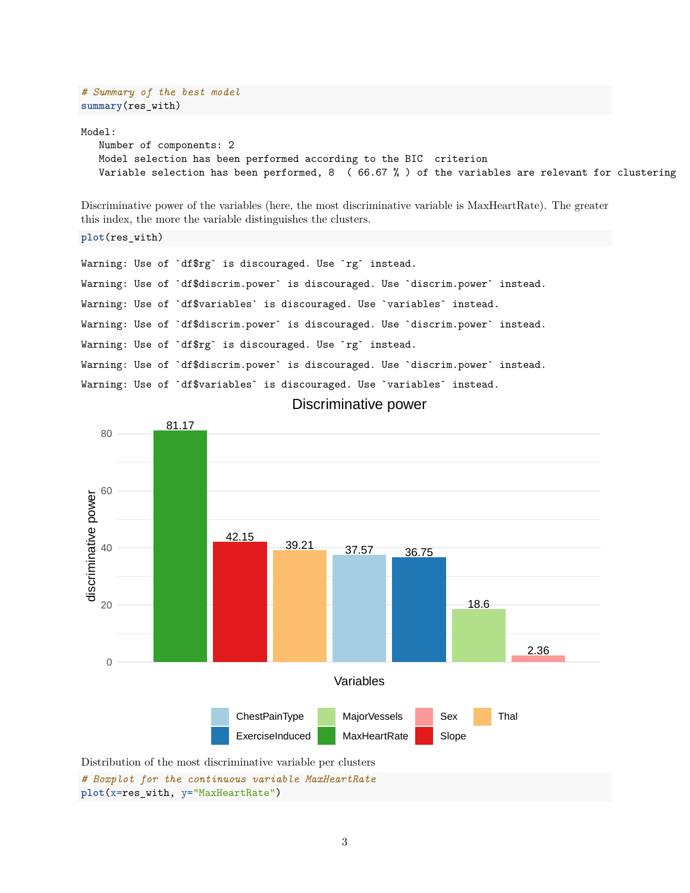```
# Summary of the best model
summary(res_with)
```

```
Model:
   Number of components: 2
   Model selection has been performed according to the BIC  criterion
   Variable selection has been performed, 8  ( 66.67 % ) of the variables are relevant for clustering
```

Discriminative power of the variables (here, the most discriminative variable is MaxHeartRate). The greater this index, the more the variable distinguishes the clusters.

```
plot(res_with)
```

```
Warning: Use of `df$rg` is discouraged. Use `rg` instead.

Warning: Use of `df$discrim.power` is discouraged. Use `discrim.power` instead.

Warning: Use of `df$variables` is discouraged. Use `variables` instead.

Warning: Use of `df$discrim.power` is discouraged. Use `discrim.power` instead.

Warning: Use of `df$rg` is discouraged. Use `rg` instead.

Warning: Use of `df$discrim.power` is discouraged. Use `discrim.power` instead.

Warning: Use of `df$variables` is discouraged. Use `variables` instead.
```

Distribution of the most discriminative variable per clusters

```
# Boxplot for the continuous variable MaxHeartRate
plot(x=res_with, y="MaxHeartRate")
```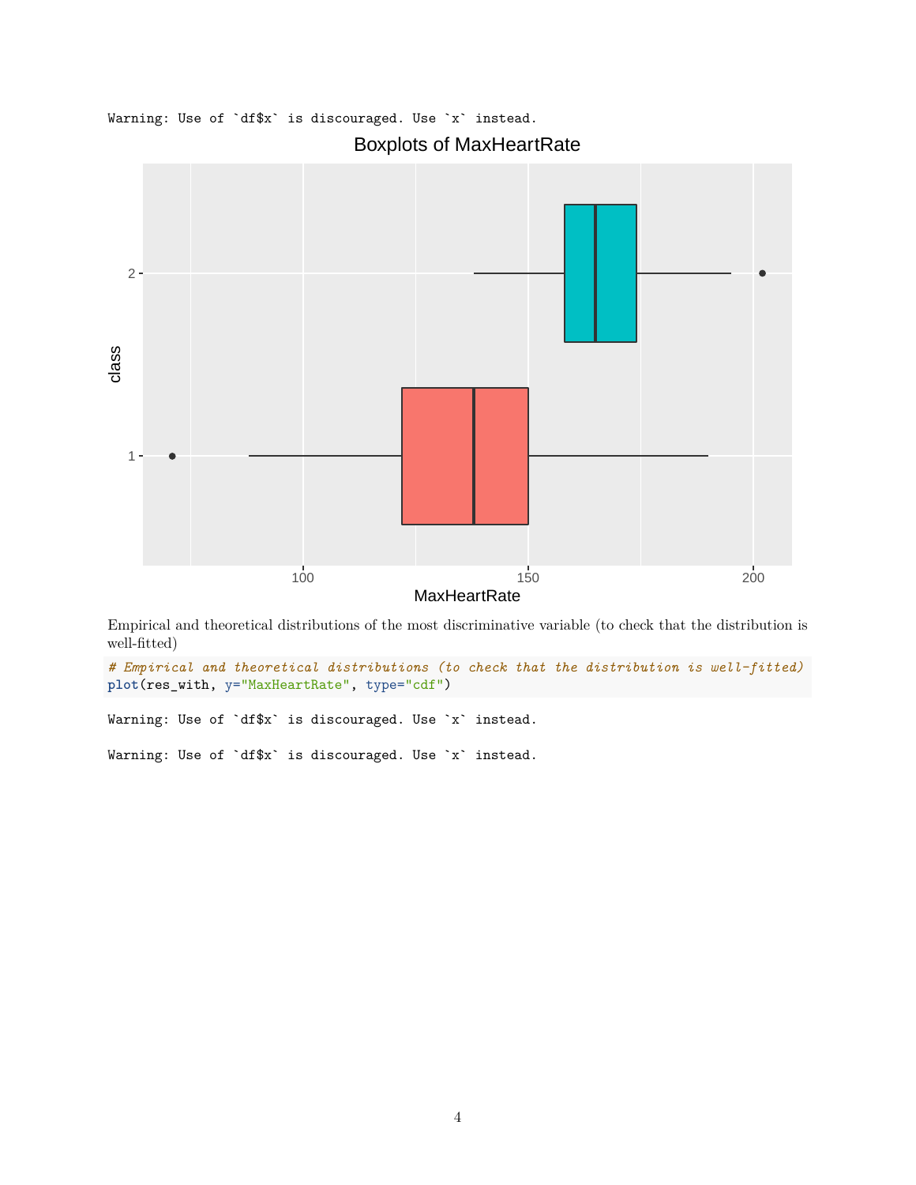```
Warning: Use of `df$x` is discouraged. Use `x` instead.
```

Empirical and theoretical distributions of the most discriminative variable (to check that the distribution is well-fitted)

```
# Empirical and theoretical distributions (to check that the distribution is well-fitted)
plot(res_with, y="MaxHeartRate", type="cdf")
```

```
Warning: Use of `df$x` is discouraged. Use `x` instead.

Warning: Use of `df$x` is discouraged. Use `x` instead.
```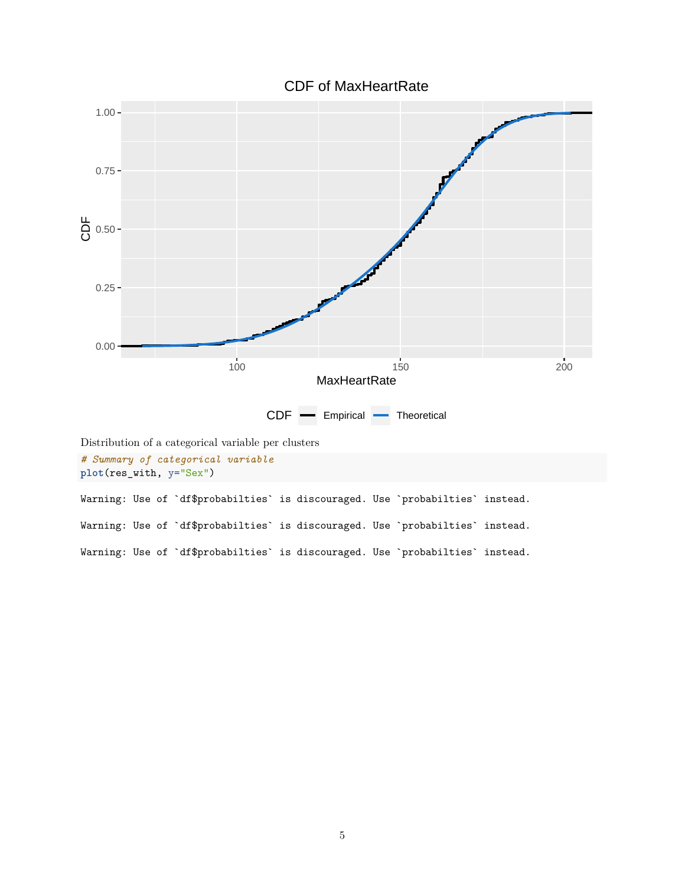Distribution of a categorical variable per clusters

```
# Summary of categorical variable
plot(res_with, y="Sex")
```

```
Warning: Use of `df$probabilties` is discouraged. Use `probabilties` instead.

Warning: Use of `df$probabilties` is discouraged. Use `probabilties` instead.

Warning: Use of `df$probabilties` is discouraged. Use `probabilties` instead.
```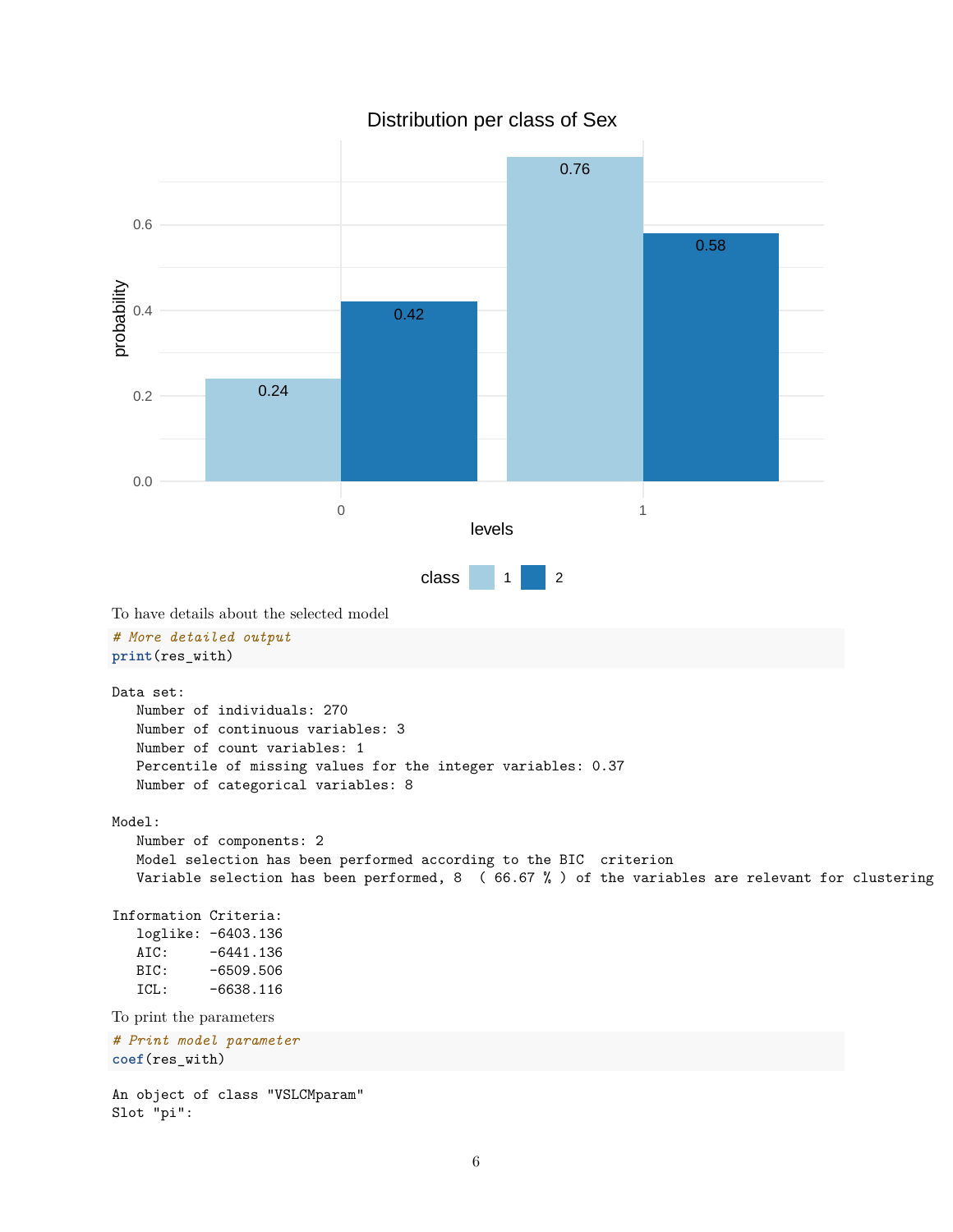To have details about the selected model

```
# More detailed output
print(res_with)
```

```
Data set:
   Number of individuals: 270
   Number of continuous variables: 3
   Number of count variables: 1
   Percentile of missing values for the integer variables: 0.37
   Number of categorical variables: 8

Model:
   Number of components: 2
   Model selection has been performed according to the BIC  criterion
   Variable selection has been performed, 8  ( 66.67 % ) of the variables are relevant for clustering

Information Criteria:
   loglike: -6403.136
   AIC:     -6441.136
   BIC:     -6509.506
   ICL:     -6638.116
```

To print the parameters

```
# Print model parameter
coef(res_with)
```

```
An object of class "VSLCMparam"
Slot "pi":
```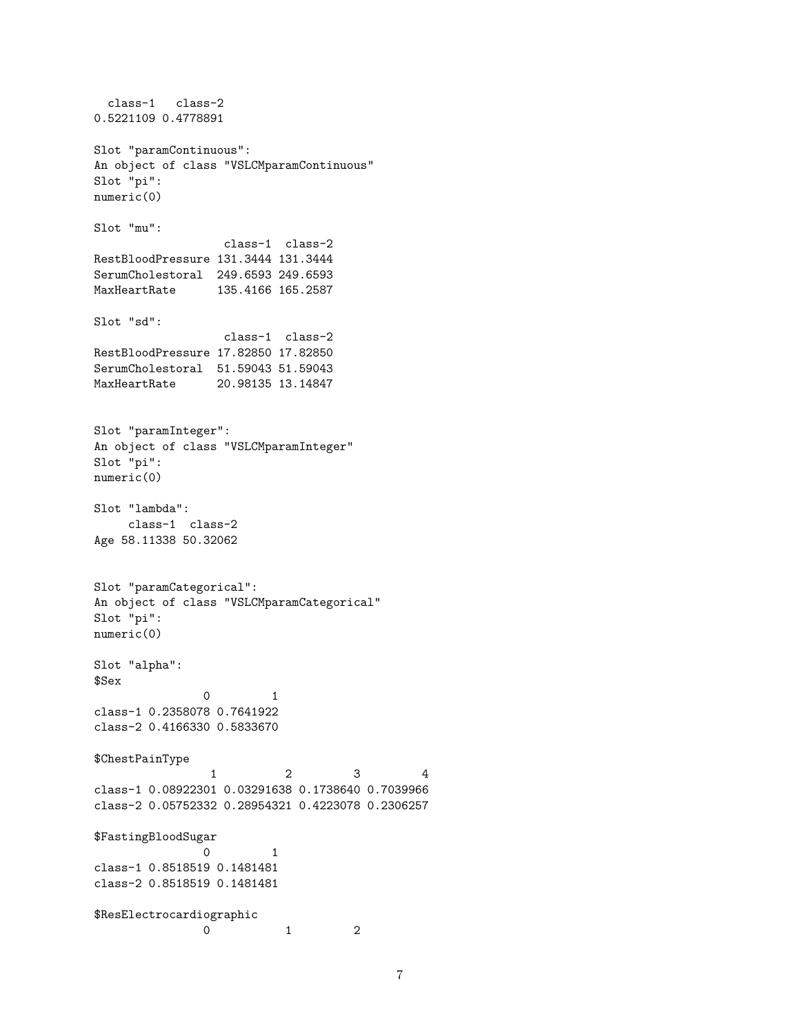```
  class-1   class-2 
0.5221109 0.4778891 

Slot "paramContinuous":
An object of class "VSLCMparamContinuous"
Slot "pi":
numeric(0)

Slot "mu":
                  class-1  class-2
RestBloodPressure 131.3444 131.3444
SerumCholestoral  249.6593 249.6593
MaxHeartRate      135.4166 165.2587

Slot "sd":
                  class-1  class-2
RestBloodPressure 17.82850 17.82850
SerumCholestoral  51.59043 51.59043
MaxHeartRate      20.98135 13.14847


Slot "paramInteger":
An object of class "VSLCMparamInteger"
Slot "pi":
numeric(0)

Slot "lambda":
     class-1  class-2
Age 58.11338 50.32062


Slot "paramCategorical":
An object of class "VSLCMparamCategorical"
Slot "pi":
numeric(0)

Slot "alpha":
$Sex
                0         1
class-1 0.2358078 0.7641922
class-2 0.4166330 0.5833670

$ChestPainType
                 1          2         3         4
class-1 0.08922301 0.03291638 0.1738640 0.7039966
class-2 0.05752332 0.28954321 0.4223078 0.2306257

$FastingBloodSugar
                0         1
class-1 0.8518519 0.1481481
class-2 0.8518519 0.1481481

$ResElectrocardiographic
                0           1         2
```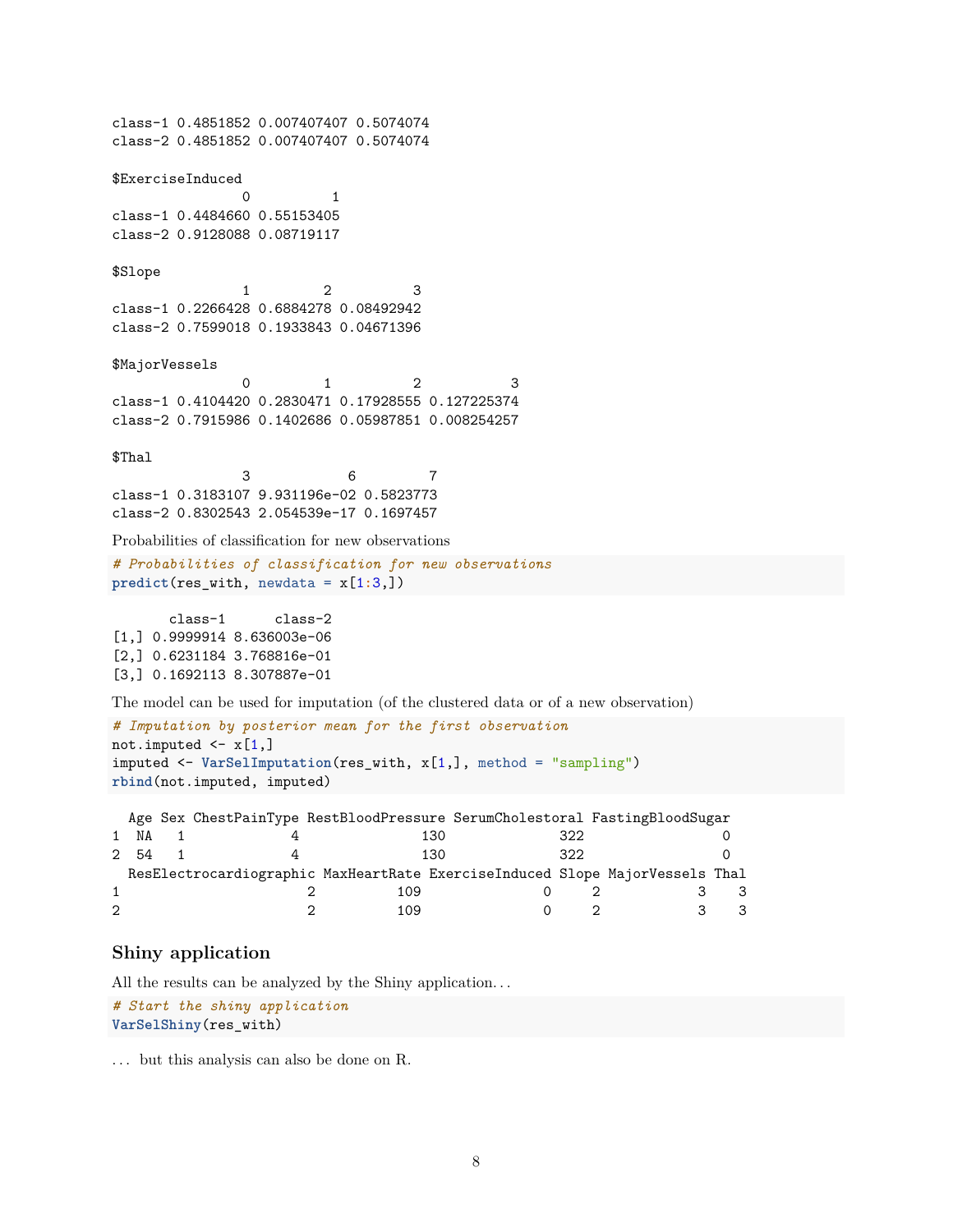```
class-1 0.4851852 0.007407407 0.5074074
class-2 0.4851852 0.007407407 0.5074074

$ExerciseInduced
                0          1
class-1 0.4484660 0.55153405
class-2 0.9128088 0.08719117

$Slope
                1         2          3
class-1 0.2266428 0.6884278 0.08492942
class-2 0.7599018 0.1933843 0.04671396

$MajorVessels
                0         1          2           3
class-1 0.4104420 0.2830471 0.17928555 0.127225374
class-2 0.7915986 0.1402686 0.05987851 0.008254257

$Thal
                3            6         7
class-1 0.3183107 9.931196e-02 0.5823773
class-2 0.8302543 2.054539e-17 0.1697457
```

Probabilities of classification for new observations

```
# Probabilities of classification for new observations
predict(res_with, newdata = x[1:3,])
```

```
       class-1      class-2
[1,] 0.9999914 8.636003e-06
[2,] 0.6231184 3.768816e-01
[3,] 0.1692113 8.307887e-01
```

The model can be used for imputation (of the clustered data or of a new observation)

```
# Imputation by posterior mean for the first observation
not.imputed <- x[1,]
imputed <- VarSelImputation(res_with, x[1,], method = "sampling")
rbind(not.imputed, imputed)
```

```
  Age Sex ChestPainType RestBloodPressure SerumCholestoral FastingBloodSugar
1  NA   1             4               130              322                 0
2  54   1             4               130              322                 0
  ResElectrocardiographic MaxHeartRate ExerciseInduced Slope MajorVessels Thal
1                       2          109               0     2            3    3
2                       2          109               0     2            3    3
```

### Shiny application

All the results can be analyzed by the Shiny application…

```
# Start the shiny application
VarSelShiny(res_with)
```

… but this analysis can also be done on R.